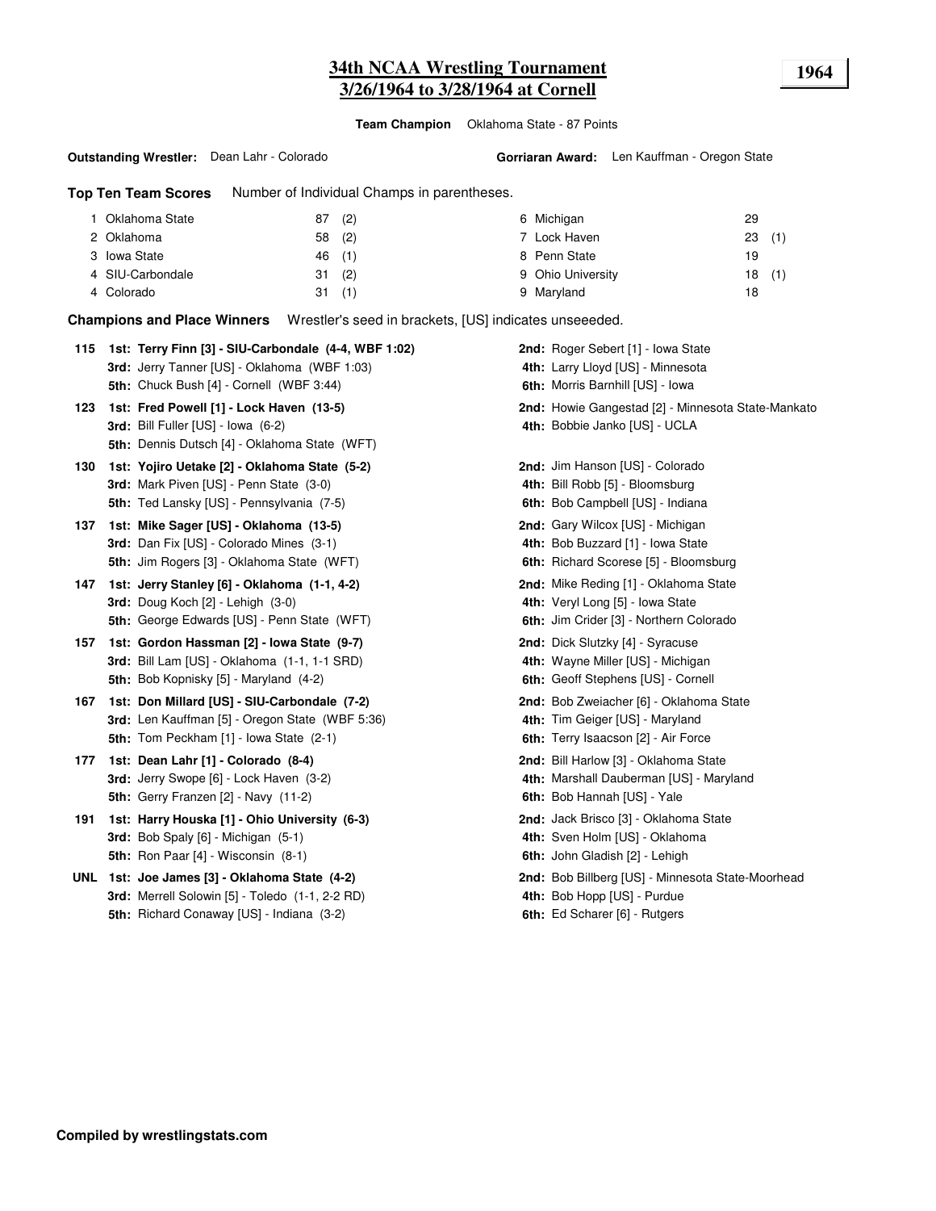# 34th NCAA Wrestling Tournament
## 3/26/1964 to 3/28/1964 at Cornell

**1964**

**Team Champion** Oklahoma State - 87 Points

**Outstanding Wrestler:** Dean Lahr - Colorado

**Gorriaran Award:** Len Kauffman - Oregon State

**Top Ten Team Scores** Number of Individual Champs in parentheses.

| Rank | Team | Points | Champs |
|---|---|---|---|
| 1 | Oklahoma State | 87 | (2) |
| 2 | Oklahoma | 58 | (2) |
| 3 | Iowa State | 46 | (1) |
| 4 | SIU-Carbondale | 31 | (2) |
| 4 | Colorado | 31 | (1) |
| 6 | Michigan | 29 | |
| 7 | Lock Haven | 23 | (1) |
| 8 | Penn State | 19 | |
| 9 | Ohio University | 18 | (1) |
| 9 | Maryland | 18 | |

**Champions and Place Winners** Wrestler's seed in brackets, [US] indicates unseeeded.

**115**
- **1st: Terry Finn [3] - SIU-Carbondale (4-4, WBF 1:02)**
- **2nd:** Roger Sebert [1] - Iowa State
- **3rd:** Jerry Tanner [US] - Oklahoma (WBF 1:03)
- **4th:** Larry Lloyd [US] - Minnesota
- **5th:** Chuck Bush [4] - Cornell (WBF 3:44)
- **6th:** Morris Barnhill [US] - Iowa

**123**
- **1st: Fred Powell [1] - Lock Haven (13-5)**
- **2nd:** Howie Gangestad [2] - Minnesota State-Mankato
- **3rd:** Bill Fuller [US] - Iowa (6-2)
- **4th:** Bobbie Janko [US] - UCLA
- **5th:** Dennis Dutsch [4] - Oklahoma State (WFT)

**130**
- **1st: Yojiro Uetake [2] - Oklahoma State (5-2)**
- **2nd:** Jim Hanson [US] - Colorado
- **3rd:** Mark Piven [US] - Penn State (3-0)
- **4th:** Bill Robb [5] - Bloomsburg
- **5th:** Ted Lansky [US] - Pennsylvania (7-5)
- **6th:** Bob Campbell [US] - Indiana

**137**
- **1st: Mike Sager [US] - Oklahoma (13-5)**
- **2nd:** Gary Wilcox [US] - Michigan
- **3rd:** Dan Fix [US] - Colorado Mines (3-1)
- **4th:** Bob Buzzard [1] - Iowa State
- **5th:** Jim Rogers [3] - Oklahoma State (WFT)
- **6th:** Richard Scorese [5] - Bloomsburg

**147**
- **1st: Jerry Stanley [6] - Oklahoma (1-1, 4-2)**
- **2nd:** Mike Reding [1] - Oklahoma State
- **3rd:** Doug Koch [2] - Lehigh (3-0)
- **4th:** Veryl Long [5] - Iowa State
- **5th:** George Edwards [US] - Penn State (WFT)
- **6th:** Jim Crider [3] - Northern Colorado

**157**
- **1st: Gordon Hassman [2] - Iowa State (9-7)**
- **2nd:** Dick Slutzky [4] - Syracuse
- **3rd:** Bill Lam [US] - Oklahoma (1-1, 1-1 SRD)
- **4th:** Wayne Miller [US] - Michigan
- **5th:** Bob Kopnisky [5] - Maryland (4-2)
- **6th:** Geoff Stephens [US] - Cornell

**167**
- **1st: Don Millard [US] - SIU-Carbondale (7-2)**
- **2nd:** Bob Zweiacher [6] - Oklahoma State
- **3rd:** Len Kauffman [5] - Oregon State (WBF 5:36)
- **4th:** Tim Geiger [US] - Maryland
- **5th:** Tom Peckham [1] - Iowa State (2-1)
- **6th:** Terry Isaacson [2] - Air Force

**177**
- **1st: Dean Lahr [1] - Colorado (8-4)**
- **2nd:** Bill Harlow [3] - Oklahoma State
- **3rd:** Jerry Swope [6] - Lock Haven (3-2)
- **4th:** Marshall Dauberman [US] - Maryland
- **5th:** Gerry Franzen [2] - Navy (11-2)
- **6th:** Bob Hannah [US] - Yale

**191**
- **1st: Harry Houska [1] - Ohio University (6-3)**
- **2nd:** Jack Brisco [3] - Oklahoma State
- **3rd:** Bob Spaly [6] - Michigan (5-1)
- **4th:** Sven Holm [US] - Oklahoma
- **5th:** Ron Paar [4] - Wisconsin (8-1)
- **6th:** John Gladish [2] - Lehigh

**UNL**
- **1st: Joe James [3] - Oklahoma State (4-2)**
- **2nd:** Bob Billberg [US] - Minnesota State-Moorhead
- **3rd:** Merrell Solowin [5] - Toledo (1-1, 2-2 RD)
- **4th:** Bob Hopp [US] - Purdue
- **5th:** Richard Conaway [US] - Indiana (3-2)
- **6th:** Ed Scharer [6] - Rutgers

**Compiled by wrestlingstats.com**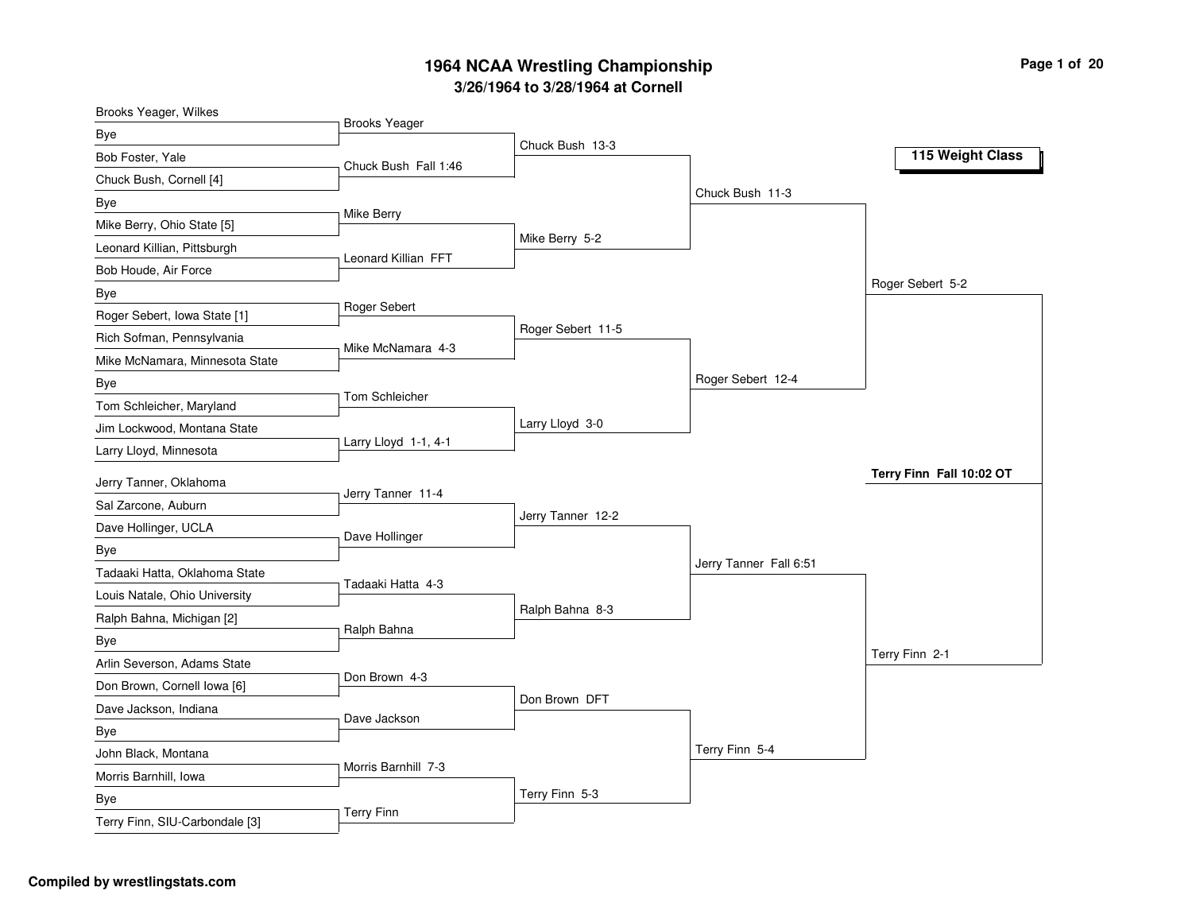# 1964 NCAA Wrestling Championship

## 3/26/1964 to 3/28/1964 at Cornell

### 115 Weight Class

**First Round Entrants**

- Brooks Yeager, Wilkes
- Bye
- Bob Foster, Yale
- Chuck Bush, Cornell [4]
- Bye
- Mike Berry, Ohio State [5]
- Leonard Killian, Pittsburgh
- Bob Houde, Air Force
- Bye
- Roger Sebert, Iowa State [1]
- Rich Sofman, Pennsylvania
- Mike McNamara, Minnesota State
- Bye
- Tom Schleicher, Maryland
- Jim Lockwood, Montana State
- Larry Lloyd, Minnesota
- Jerry Tanner, Oklahoma
- Sal Zarcone, Auburn
- Dave Hollinger, UCLA
- Bye
- Tadaaki Hatta, Oklahoma State
- Louis Natale, Ohio University
- Ralph Bahna, Michigan [2]
- Bye
- Arlin Severson, Adams State
- Don Brown, Cornell Iowa [6]
- Dave Jackson, Indiana
- Bye
- John Black, Montana
- Morris Barnhill, Iowa
- Bye
- Terry Finn, SIU-Carbondale [3]

**Second Round**

- Brooks Yeager
- Chuck Bush Fall 1:46
- Mike Berry
- Leonard Killian FFT
- Roger Sebert
- Mike McNamara 4-3
- Tom Schleicher
- Larry Lloyd 1-1, 4-1
- Jerry Tanner 11-4
- Dave Hollinger
- Tadaaki Hatta 4-3
- Ralph Bahna
- Don Brown 4-3
- Dave Jackson
- Morris Barnhill 7-3
- Terry Finn

**Third Round**

- Chuck Bush 13-3
- Mike Berry 5-2
- Roger Sebert 11-5
- Larry Lloyd 3-0
- Jerry Tanner 12-2
- Ralph Bahna 8-3
- Don Brown DFT
- Terry Finn 5-3

**Quarterfinals**

- Chuck Bush 11-3
- Roger Sebert 12-4
- Jerry Tanner Fall 6:51
- Terry Finn 5-4

**Semifinals**

- Roger Sebert 5-2
- Terry Finn 2-1

**Champion**

**Terry Finn Fall 10:02 OT**

**Compiled by wrestlingstats.com**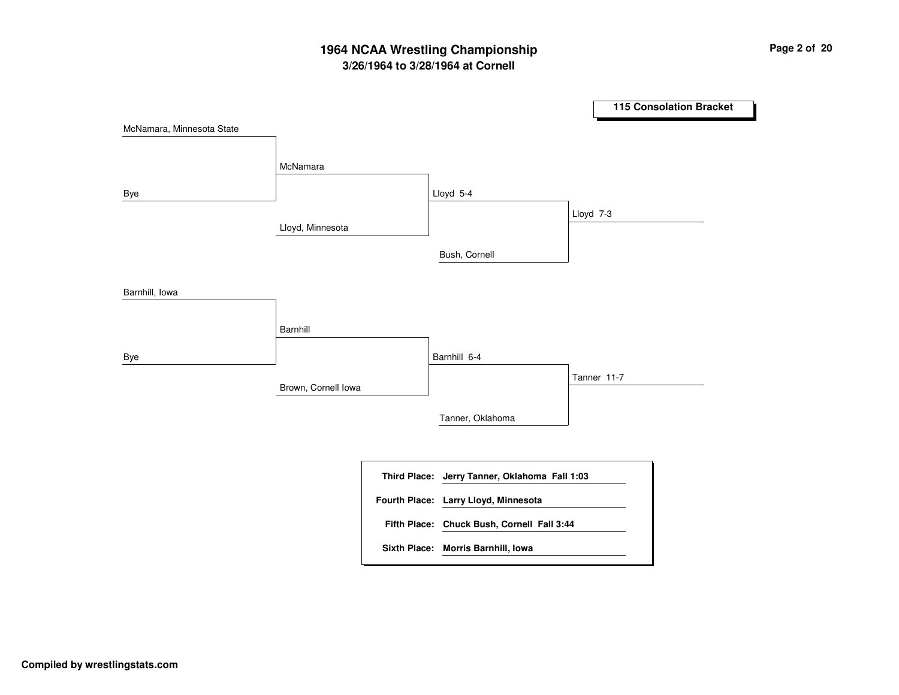# 1964 NCAA Wrestling Championship

## 3/26/1964 to 3/28/1964 at Cornell

### 115 Consolation Bracket

**Round 1**
- McNamara, Minnesota State vs. Bye → McNamara
- Barnhill, Iowa vs. Bye → Barnhill

**Round 2**
- McNamara vs. Lloyd, Minnesota → Lloyd 5-4
- Barnhill vs. Brown, Cornell Iowa → Barnhill 6-4

**Round 3**
- Lloyd vs. Bush, Cornell → Lloyd 7-3
- Barnhill vs. Tanner, Oklahoma → Tanner 11-7

| | |
|---|---|
| **Third Place:** | **Jerry Tanner, Oklahoma Fall 1:03** |
| **Fourth Place:** | **Larry Lloyd, Minnesota** |
| **Fifth Place:** | **Chuck Bush, Cornell Fall 3:44** |
| **Sixth Place:** | **Morris Barnhill, Iowa** |

**Compiled by wrestlingstats.com**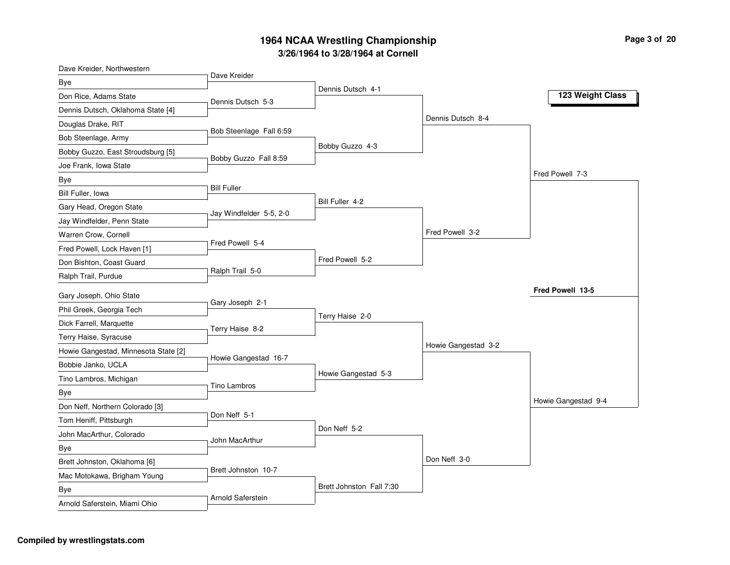# 1964 NCAA Wrestling Championship

## 3/26/1964 to 3/28/1964 at Cornell

### 123 Weight Class

| First Round | Second Round | Quarterfinals | Semifinals | Final |
|---|---|---|---|---|
| Dave Kreider, Northwestern | | | | |
| Bye | Dave Kreider | | | |
| Don Rice, Adams State | | Dennis Dutsch 4-1 | | |
| Dennis Dutsch, Oklahoma State [4] | Dennis Dutsch 5-3 | | | |
| Douglas Drake, RIT | | | Dennis Dutsch 8-4 | |
| Bob Steenlage, Army | Bob Steenlage Fall 6:59 | | | |
| Bobby Guzzo, East Stroudsburg [5] | | Bobby Guzzo 4-3 | | |
| Joe Frank, Iowa State | Bobby Guzzo Fall 8:59 | | | |
| Bye | | | | Fred Powell 7-3 |
| Bill Fuller, Iowa | Bill Fuller | | | |
| Gary Head, Oregon State | | Bill Fuller 4-2 | | |
| Jay Windfelder, Penn State | Jay Windfelder 5-5, 2-0 | | | |
| Warren Crow, Cornell | | | Fred Powell 3-2 | |
| Fred Powell, Lock Haven [1] | Fred Powell 5-4 | | | |
| Don Bishton, Coast Guard | | Fred Powell 5-2 | | |
| Ralph Trail, Purdue | Ralph Trail 5-0 | | | |
| | | | | **Fred Powell 13-5** |
| Gary Joseph, Ohio State | | | | |
| Phil Greek, Georgia Tech | Gary Joseph 2-1 | | | |
| Dick Farrell, Marquette | | Terry Haise 2-0 | | |
| Terry Haise, Syracuse | Terry Haise 8-2 | | | |
| Howie Gangestad, Minnesota State [2] | | | Howie Gangestad 3-2 | |
| Bobbie Janko, UCLA | Howie Gangestad 16-7 | | | |
| Tino Lambros, Michigan | | Howie Gangestad 5-3 | | |
| Bye | Tino Lambros | | | |
| Don Neff, Northern Colorado [3] | | | | Howie Gangestad 9-4 |
| Tom Heniff, Pittsburgh | Don Neff 5-1 | | | |
| John MacArthur, Colorado | | Don Neff 5-2 | | |
| Bye | John MacArthur | | | |
| Brett Johnston, Oklahoma [6] | | | Don Neff 3-0 | |
| Mac Motokawa, Brigham Young | Brett Johnston 10-7 | | | |
| Bye | | Brett Johnston Fall 7:30 | | |
| Arnold Saferstein, Miami Ohio | Arnold Saferstein | | | |

**Compiled by wrestlingstats.com**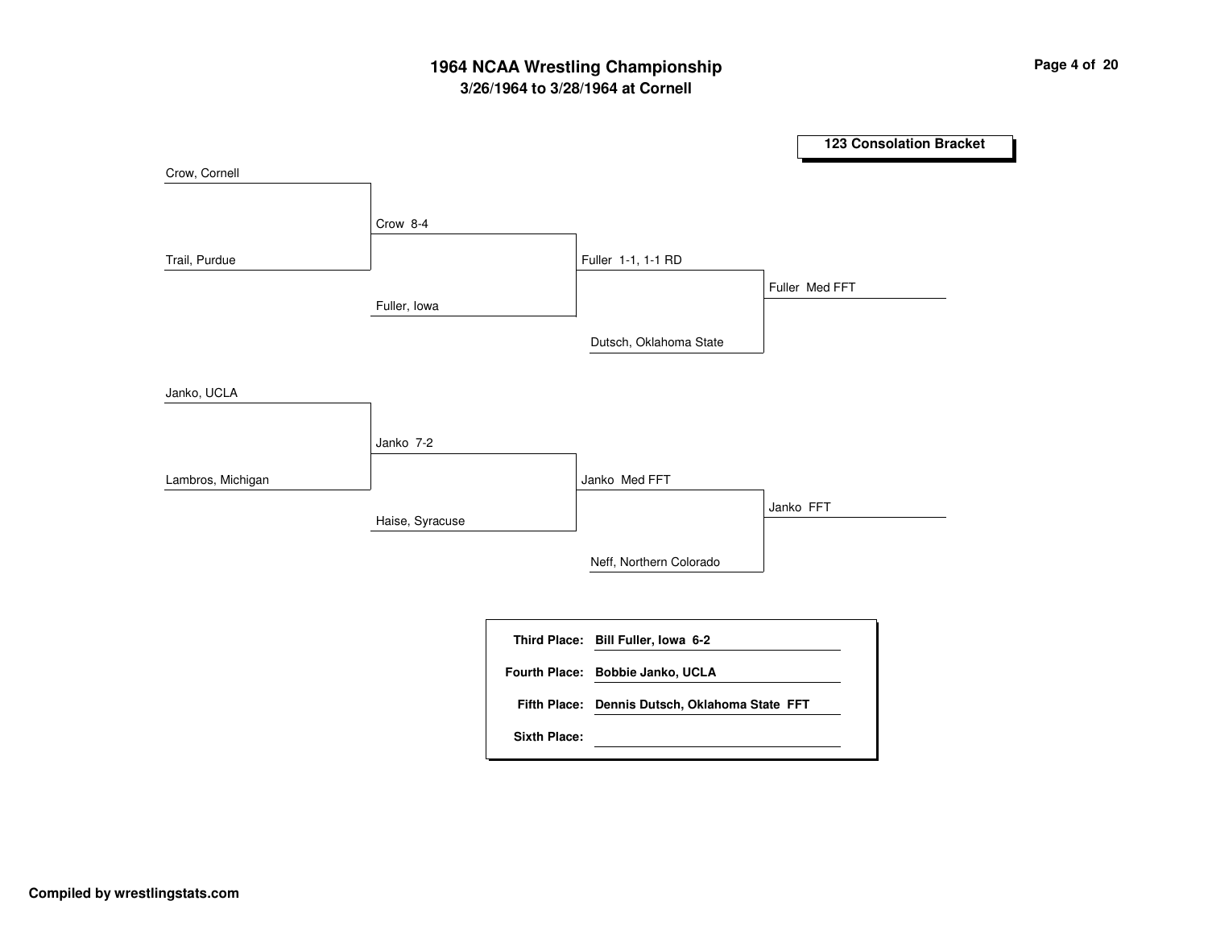# 1964 NCAA Wrestling Championship

## 3/26/1964 to 3/28/1964 at Cornell

### 123 Consolation Bracket

| Round 1 | Round 2 | Round 3 | Final |
| --- | --- | --- | --- |
| Crow, Cornell | Crow 8-4 | Fuller 1-1, 1-1 RD | Fuller Med FFT |
| Trail, Purdue | Fuller, Iowa | Dutsch, Oklahoma State | |
| Janko, UCLA | Janko 7-2 | Janko Med FFT | Janko FFT |
| Lambros, Michigan | Haise, Syracuse | Neff, Northern Colorado | |

**Third Place:** **Bill Fuller, Iowa 6-2**

**Fourth Place:** **Bobbie Janko, UCLA**

**Fifth Place:** **Dennis Dutsch, Oklahoma State FFT**

**Sixth Place:**

**Compiled by wrestlingstats.com**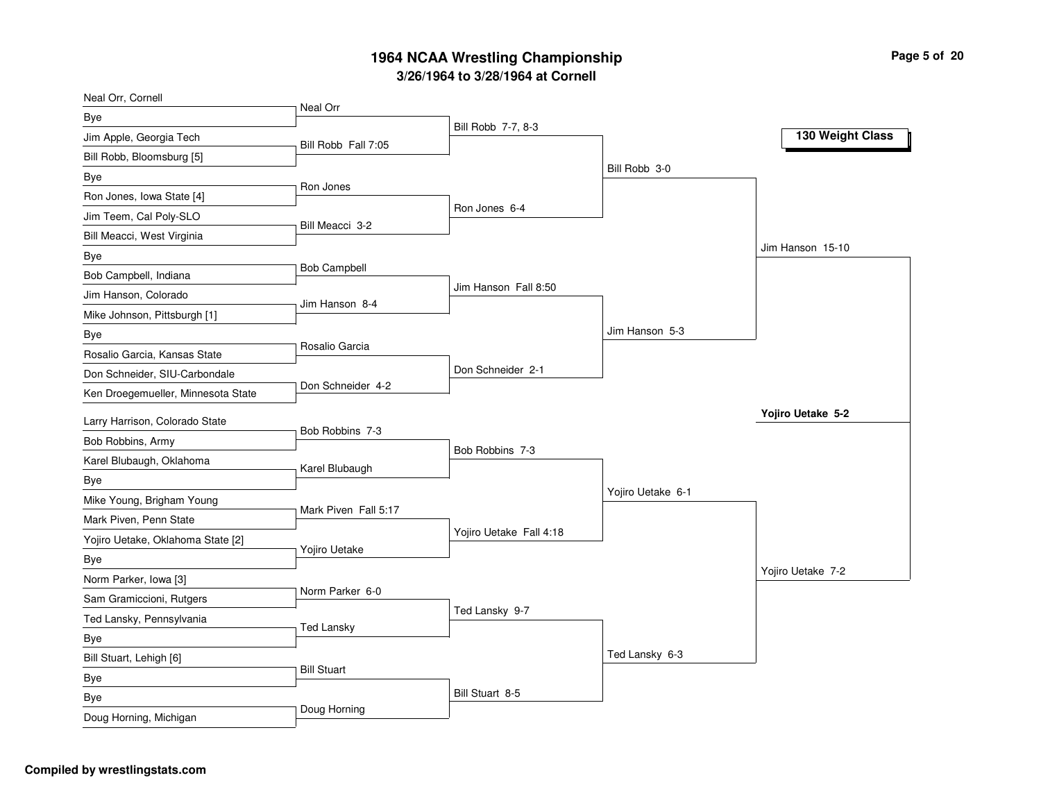# 1964 NCAA Wrestling Championship

**3/26/1964 to 3/28/1964 at Cornell**

**130 Weight Class**

### First Round

| Wrestler 1 | Wrestler 2 | Result |
|---|---|---|
| Neal Orr, Cornell | Bye | Neal Orr |
| Jim Apple, Georgia Tech | Bill Robb, Bloomsburg [5] | Bill Robb Fall 7:05 |
| Bye | Ron Jones, Iowa State [4] | Ron Jones |
| Jim Teem, Cal Poly-SLO | Bill Meacci, West Virginia | Bill Meacci 3-2 |
| Bye | Bob Campbell, Indiana | Bob Campbell |
| Jim Hanson, Colorado | Mike Johnson, Pittsburgh [1] | Jim Hanson 8-4 |
| Bye | Rosalio Garcia, Kansas State | Rosalio Garcia |
| Don Schneider, SIU-Carbondale | Ken Droegemueller, Minnesota State | Don Schneider 4-2 |
| Larry Harrison, Colorado State | Bob Robbins, Army | Bob Robbins 7-3 |
| Karel Blubaugh, Oklahoma | Bye | Karel Blubaugh |
| Mike Young, Brigham Young | Mark Piven, Penn State | Mark Piven Fall 5:17 |
| Yojiro Uetake, Oklahoma State [2] | Bye | Yojiro Uetake |
| Norm Parker, Iowa [3] | Sam Gramiccioni, Rutgers | Norm Parker 6-0 |
| Ted Lansky, Pennsylvania | Bye | Ted Lansky |
| Bill Stuart, Lehigh [6] | Bye | Bill Stuart |
| Bye | Doug Horning, Michigan | Doug Horning |

### Second Round

- Bill Robb 7-7, 8-3
- Ron Jones 6-4
- Jim Hanson Fall 8:50
- Don Schneider 2-1
- Bob Robbins 7-3
- Yojiro Uetake Fall 4:18
- Ted Lansky 9-7
- Bill Stuart 8-5

### Quarterfinals

- Bill Robb 3-0
- Jim Hanson 5-3
- Yojiro Uetake 6-1
- Ted Lansky 6-3

### Semifinals

- Jim Hanson 15-10
- Yojiro Uetake 7-2

### Final

**Yojiro Uetake 5-2**

**Compiled by wrestlingstats.com**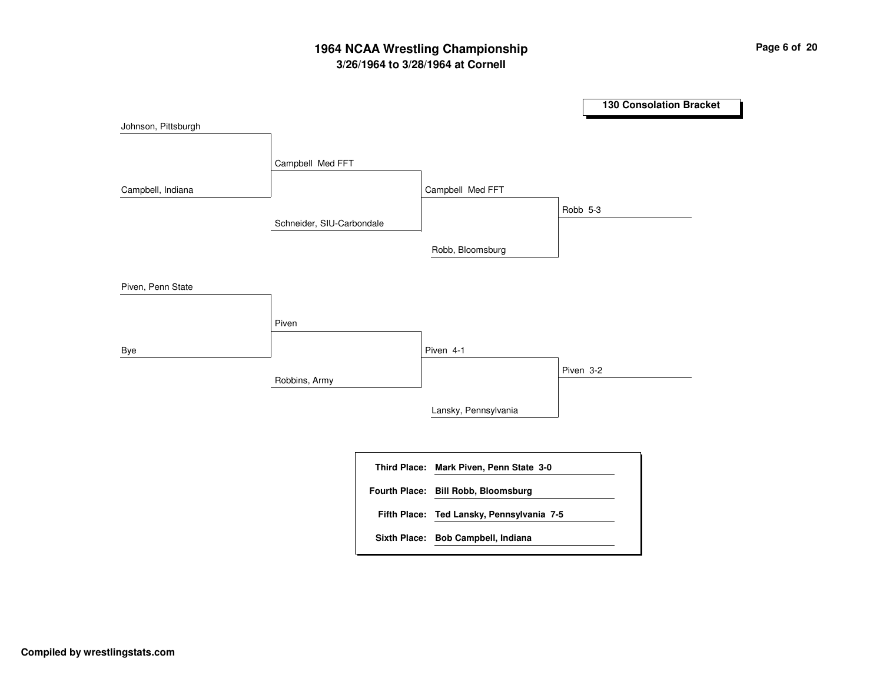# 1964 NCAA Wrestling Championship

## 3/26/1964 to 3/28/1964 at Cornell

### 130 Consolation Bracket

| Round 1 | Round 2 | Round 3 | Final |
|---|---|---|---|
| Johnson, Pittsburgh | | | |
| | Campbell Med FFT | | |
| Campbell, Indiana | | | |
| | | Campbell Med FFT | |
| | Schneider, SIU-Carbondale | | |
| | | | Robb 5-3 |
| | | Robb, Bloomsburg | |
| Piven, Penn State | | | |
| | Piven | | |
| Bye | | | |
| | | Piven 4-1 | |
| | Robbins, Army | | |
| | | | Piven 3-2 |
| | | Lansky, Pennsylvania | |

**Third Place:** **Mark Piven, Penn State 3-0**

**Fourth Place:** **Bill Robb, Bloomsburg**

**Fifth Place:** **Ted Lansky, Pennsylvania 7-5**

**Sixth Place:** **Bob Campbell, Indiana**

**Compiled by wrestlingstats.com**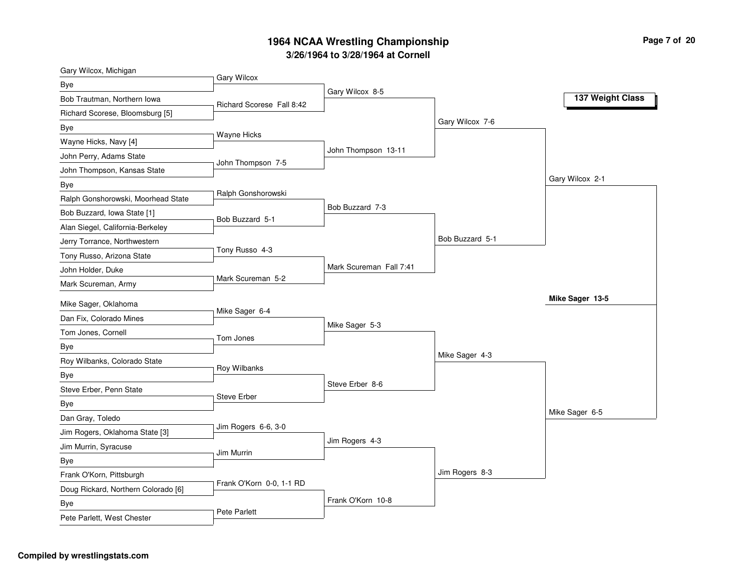# 1964 NCAA Wrestling Championship

## 3/26/1964 to 3/28/1964 at Cornell

### 137 Weight Class

**First Round**

- Gary Wilcox, Michigan vs Bye — Gary Wilcox
- Bob Trautman, Northern Iowa vs Richard Scorese, Bloomsburg [5] — Richard Scorese Fall 8:42
- Bye vs Wayne Hicks, Navy [4] — Wayne Hicks
- John Perry, Adams State vs John Thompson, Kansas State — John Thompson 7-5
- Bye vs Ralph Gonshorowski, Moorhead State — Ralph Gonshorowski
- Bob Buzzard, Iowa State [1] vs Alan Siegel, California-Berkeley — Bob Buzzard 5-1
- Jerry Torrance, Northwestern vs Tony Russo, Arizona State — Tony Russo 4-3
- John Holder, Duke vs Mark Scureman, Army — Mark Scureman 5-2
- Mike Sager, Oklahoma vs Dan Fix, Colorado Mines — Mike Sager 6-4
- Tom Jones, Cornell vs Bye — Tom Jones
- Roy Wilbanks, Colorado State vs Bye — Roy Wilbanks
- Steve Erber, Penn State vs Bye — Steve Erber
- Dan Gray, Toledo vs Jim Rogers, Oklahoma State [3] — Jim Rogers 6-6, 3-0
- Jim Murrin, Syracuse vs Bye — Jim Murrin
- Frank O'Korn, Pittsburgh vs Doug Rickard, Northern Colorado [6] — Frank O'Korn 0-0, 1-1 RD
- Bye vs Pete Parlett, West Chester — Pete Parlett

**Second Round**

- Gary Wilcox 8-5
- John Thompson 13-11
- Bob Buzzard 7-3
- Mark Scureman Fall 7:41
- Mike Sager 5-3
- Steve Erber 8-6
- Jim Rogers 4-3
- Frank O'Korn 10-8

**Quarterfinals**

- Gary Wilcox 7-6
- Bob Buzzard 5-1
- Mike Sager 4-3
- Jim Rogers 8-3

**Semifinals**

- Gary Wilcox 2-1
- Mike Sager 6-5

**Championship**

- **Mike Sager 13-5**

Compiled by wrestlingstats.com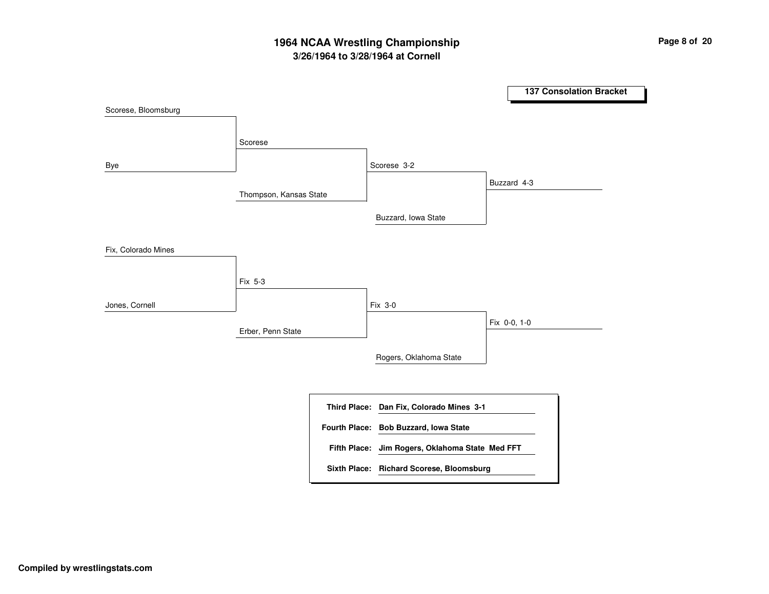# 1964 NCAA Wrestling Championship

## 3/26/1964 to 3/28/1964 at Cornell

### 137 Consolation Bracket

**Round 1**

- Scorese, Bloomsburg vs. Bye → Scorese
- Fix, Colorado Mines vs. Jones, Cornell → Fix 5-3

**Round 2**

- Scorese vs. Thompson, Kansas State → Scorese 3-2
- Fix vs. Erber, Penn State → Fix 3-0

**Round 3**

- Scorese vs. Buzzard, Iowa State → Buzzard 4-3
- Fix vs. Rogers, Oklahoma State → Fix 0-0, 1-0

| Place | Wrestler |
|---|---|
| **Third Place:** | **Dan Fix, Colorado Mines 3-1** |
| **Fourth Place:** | **Bob Buzzard, Iowa State** |
| **Fifth Place:** | **Jim Rogers, Oklahoma State Med FFT** |
| **Sixth Place:** | **Richard Scorese, Bloomsburg** |

**Compiled by wrestlingstats.com**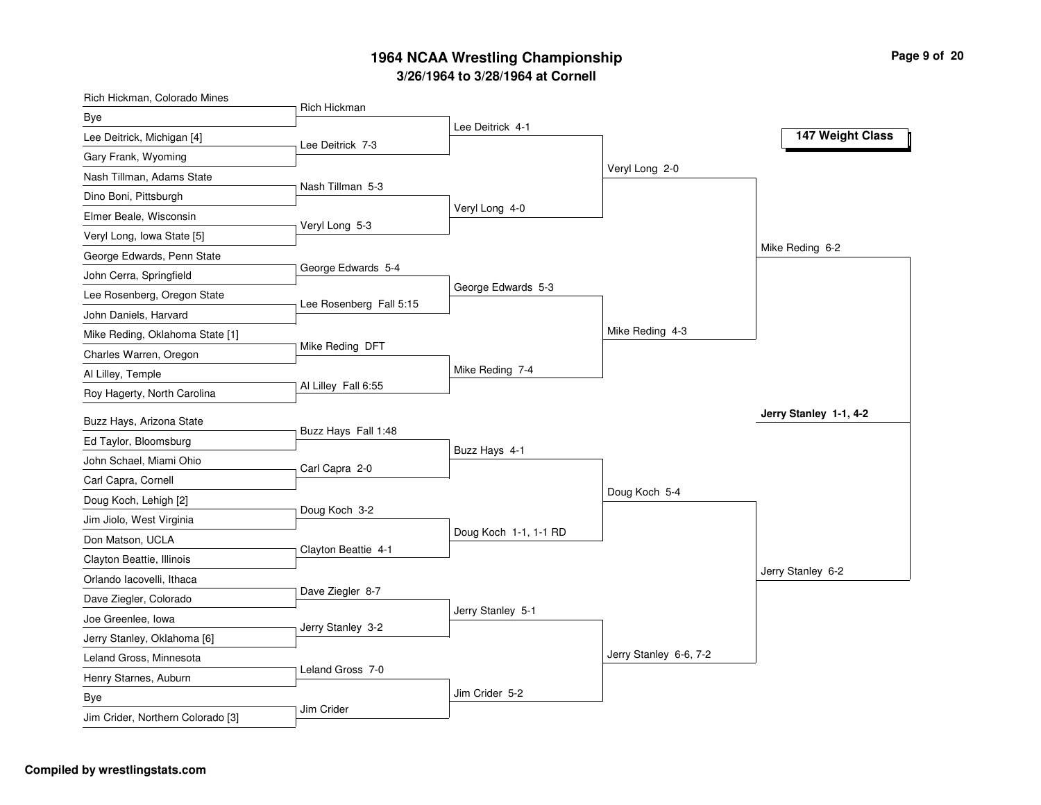# 1964 NCAA Wrestling Championship

## 3/26/1964 to 3/28/1964 at Cornell

### 147 Weight Class

**First Round**

- Rich Hickman, Colorado Mines vs. Bye — Rich Hickman
- Lee Deitrick, Michigan [4] vs. Gary Frank, Wyoming — Lee Deitrick 7-3
- Nash Tillman, Adams State vs. Dino Boni, Pittsburgh — Nash Tillman 5-3
- Elmer Beale, Wisconsin vs. Veryl Long, Iowa State [5] — Veryl Long 5-3
- George Edwards, Penn State vs. John Cerra, Springfield — George Edwards 5-4
- Lee Rosenberg, Oregon State vs. John Daniels, Harvard — Lee Rosenberg Fall 5:15
- Mike Reding, Oklahoma State [1] vs. Charles Warren, Oregon — Mike Reding DFT
- Al Lilley, Temple vs. Roy Hagerty, North Carolina — Al Lilley Fall 6:55
- Buzz Hays, Arizona State vs. Ed Taylor, Bloomsburg — Buzz Hays Fall 1:48
- John Schael, Miami Ohio vs. Carl Capra, Cornell — Carl Capra 2-0
- Doug Koch, Lehigh [2] vs. Jim Jiolo, West Virginia — Doug Koch 3-2
- Don Matson, UCLA vs. Clayton Beattie, Illinois — Clayton Beattie 4-1
- Orlando Iacovelli, Ithaca vs. Dave Ziegler, Colorado — Dave Ziegler 8-7
- Joe Greenlee, Iowa vs. Jerry Stanley, Oklahoma [6] — Jerry Stanley 3-2
- Leland Gross, Minnesota vs. Henry Starnes, Auburn — Leland Gross 7-0
- Bye vs. Jim Crider, Northern Colorado [3] — Jim Crider

**Second Round**

- Lee Deitrick 4-1
- Veryl Long 4-0
- George Edwards 5-3
- Mike Reding 7-4
- Buzz Hays 4-1
- Doug Koch 1-1, 1-1 RD
- Jerry Stanley 5-1
- Jim Crider 5-2

**Quarterfinals**

- Veryl Long 2-0
- Mike Reding 4-3
- Doug Koch 5-4
- Jerry Stanley 6-6, 7-2

**Semifinals**

- Mike Reding 6-2
- Jerry Stanley 6-2

**Championship**

- **Jerry Stanley 1-1, 4-2**

Compiled by wrestlingstats.com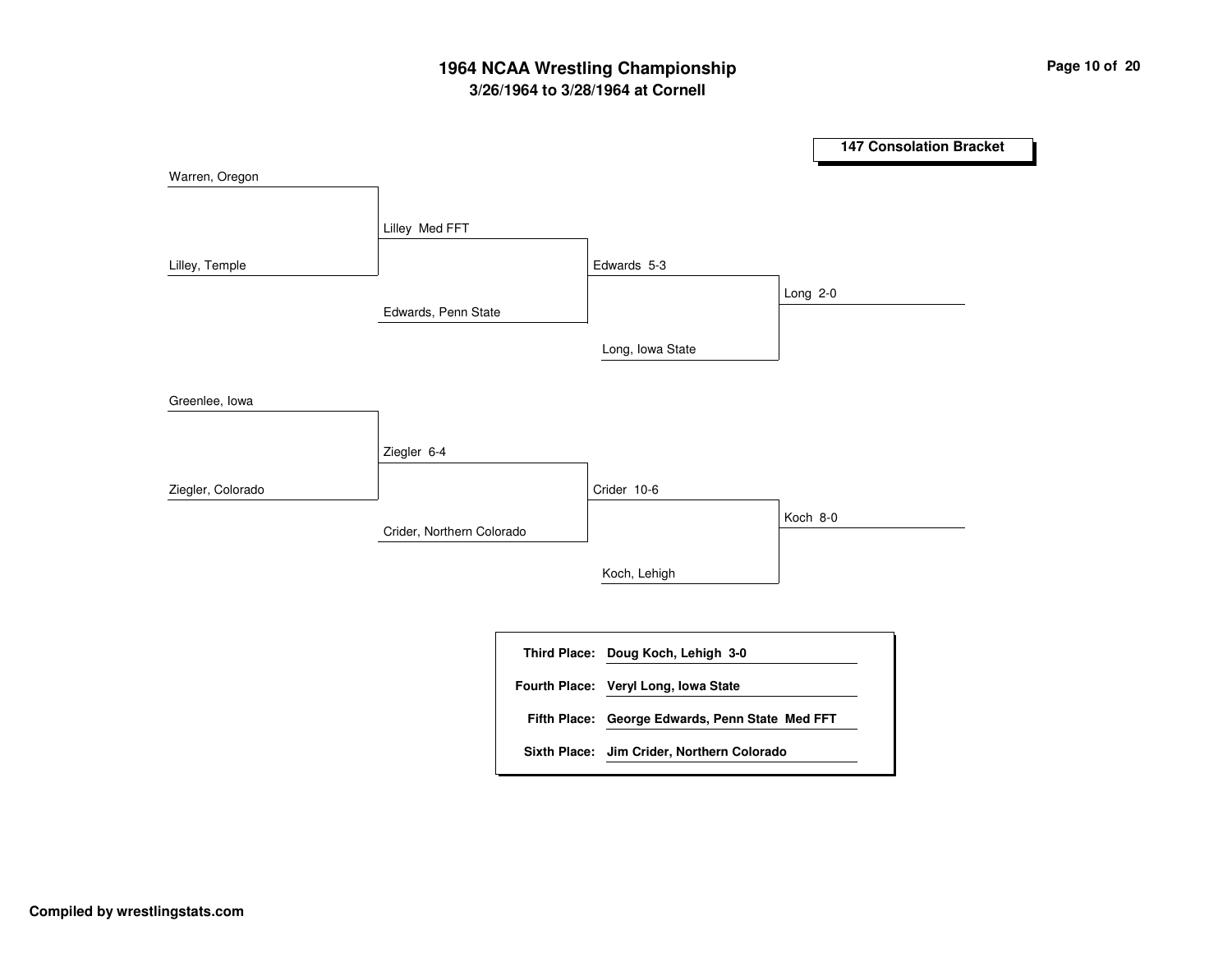# 1964 NCAA Wrestling Championship

## 3/26/1964 to 3/28/1964 at Cornell

### 147 Consolation Bracket

**First bracket**

- Warren, Oregon vs. Lilley, Temple — Lilley Med FFT
- Lilley vs. Edwards, Penn State — Edwards 5-3
- Edwards vs. Long, Iowa State — Long 2-0

**Second bracket**

- Greenlee, Iowa vs. Ziegler, Colorado — Ziegler 6-4
- Ziegler vs. Crider, Northern Colorado — Crider 10-6
- Crider vs. Koch, Lehigh — Koch 8-0

| Place | Result |
| --- | --- |
| **Third Place:** | **Doug Koch, Lehigh 3-0** |
| **Fourth Place:** | **Veryl Long, Iowa State** |
| **Fifth Place:** | **George Edwards, Penn State Med FFT** |
| **Sixth Place:** | **Jim Crider, Northern Colorado** |

**Compiled by wrestlingstats.com**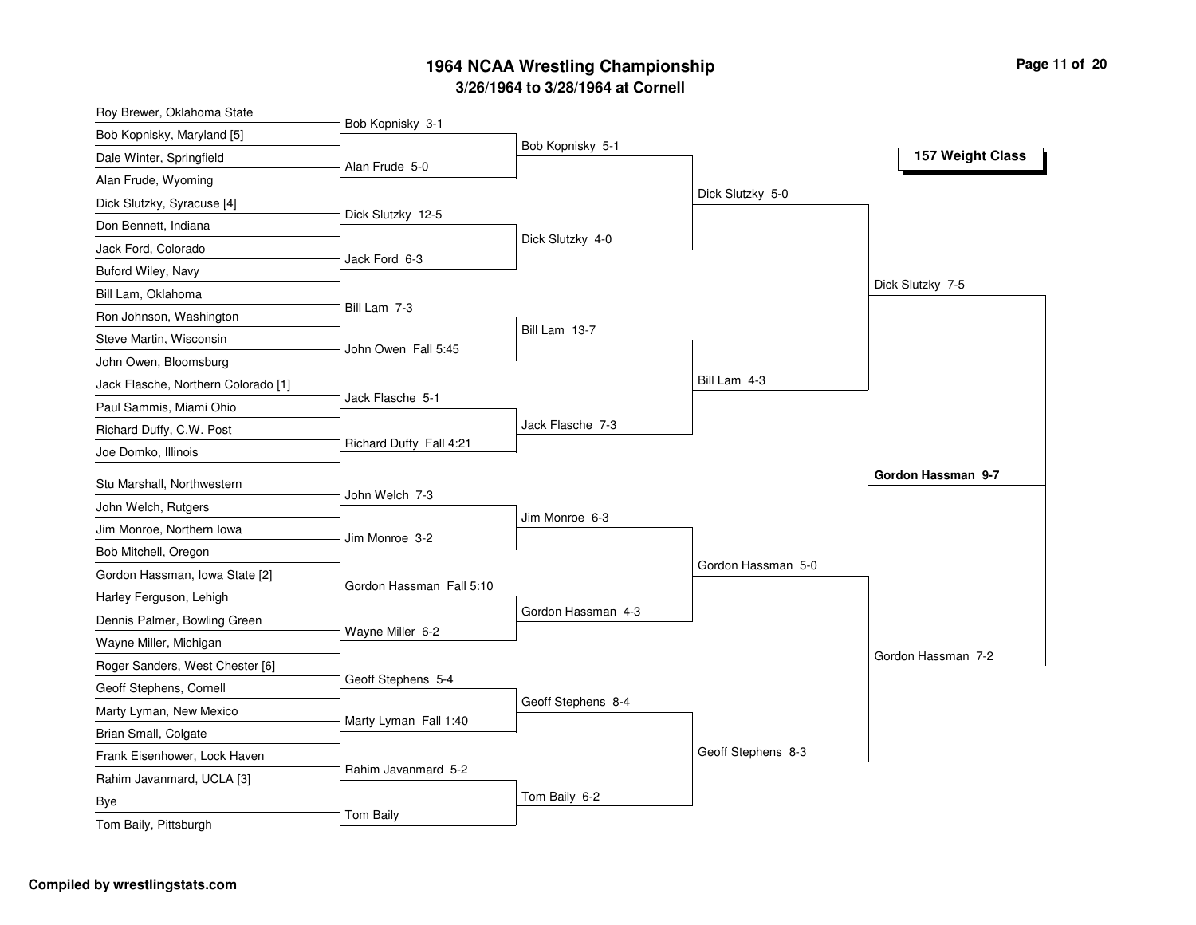# 1964 NCAA Wrestling Championship

## 3/26/1964 to 3/28/1964 at Cornell

### 157 Weight Class

**First Round**

- Roy Brewer, Oklahoma State vs. Bob Kopnisky, Maryland [5] — Bob Kopnisky 3-1
- Dale Winter, Springfield vs. Alan Frude, Wyoming — Alan Frude 5-0
- Dick Slutzky, Syracuse [4] vs. Don Bennett, Indiana — Dick Slutzky 12-5
- Jack Ford, Colorado vs. Buford Wiley, Navy — Jack Ford 6-3
- Bill Lam, Oklahoma vs. Ron Johnson, Washington — Bill Lam 7-3
- Steve Martin, Wisconsin vs. John Owen, Bloomsburg — John Owen Fall 5:45
- Jack Flasche, Northern Colorado [1] vs. Paul Sammis, Miami Ohio — Jack Flasche 5-1
- Richard Duffy, C.W. Post vs. Joe Domko, Illinois — Richard Duffy Fall 4:21
- Stu Marshall, Northwestern vs. John Welch, Rutgers — John Welch 7-3
- Jim Monroe, Northern Iowa vs. Bob Mitchell, Oregon — Jim Monroe 3-2
- Gordon Hassman, Iowa State [2] vs. Harley Ferguson, Lehigh — Gordon Hassman Fall 5:10
- Dennis Palmer, Bowling Green vs. Wayne Miller, Michigan — Wayne Miller 6-2
- Roger Sanders, West Chester [6] vs. Geoff Stephens, Cornell — Geoff Stephens 5-4
- Marty Lyman, New Mexico vs. Brian Small, Colgate — Marty Lyman Fall 1:40
- Frank Eisenhower, Lock Haven vs. Rahim Javanmard, UCLA [3] — Rahim Javanmard 5-2
- Bye vs. Tom Baily, Pittsburgh — Tom Baily

**Second Round**

- Bob Kopnisky 5-1
- Dick Slutzky 4-0
- Bill Lam 13-7
- Jack Flasche 7-3
- Jim Monroe 6-3
- Gordon Hassman 4-3
- Geoff Stephens 8-4
- Tom Baily 6-2

**Quarterfinals**

- Dick Slutzky 5-0
- Bill Lam 4-3
- Gordon Hassman 5-0
- Geoff Stephens 8-3

**Semifinals**

- Dick Slutzky 7-5
- Gordon Hassman 7-2

**Final**

- **Gordon Hassman 9-7**

**Compiled by wrestlingstats.com**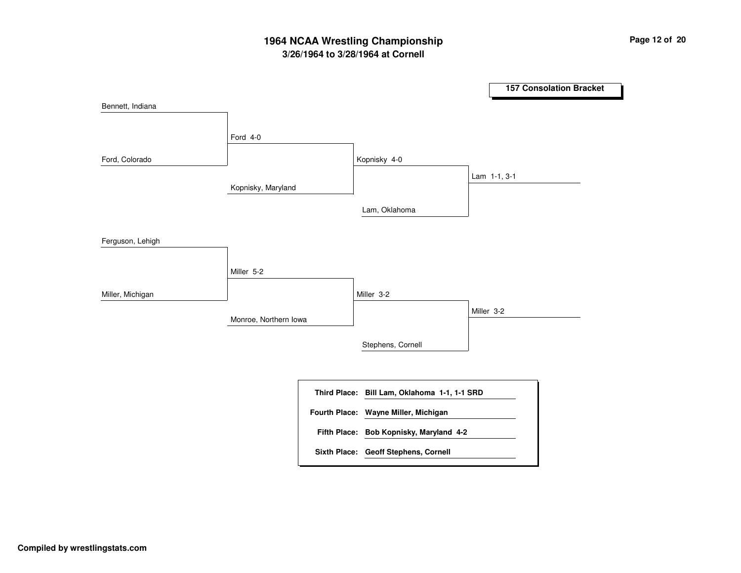# 1964 NCAA Wrestling Championship

## 3/26/1964 to 3/28/1964 at Cornell

### 157 Consolation Bracket

**Round 1**

- Bennett, Indiana
- Ford, Colorado

**Round 2**

- Ford 4-0
- Kopnisky, Maryland

**Round 3**

- Kopnisky 4-0
- Lam, Oklahoma

**Round 4**

- Lam 1-1, 3-1

**Round 1**

- Ferguson, Lehigh
- Miller, Michigan

**Round 2**

- Miller 5-2
- Monroe, Northern Iowa

**Round 3**

- Miller 3-2
- Stephens, Cornell

**Round 4**

- Miller 3-2

| Place | Wrestler |
|---|---|
| **Third Place:** | **Bill Lam, Oklahoma 1-1, 1-1 SRD** |
| **Fourth Place:** | **Wayne Miller, Michigan** |
| **Fifth Place:** | **Bob Kopnisky, Maryland 4-2** |
| **Sixth Place:** | **Geoff Stephens, Cornell** |

**Compiled by wrestlingstats.com**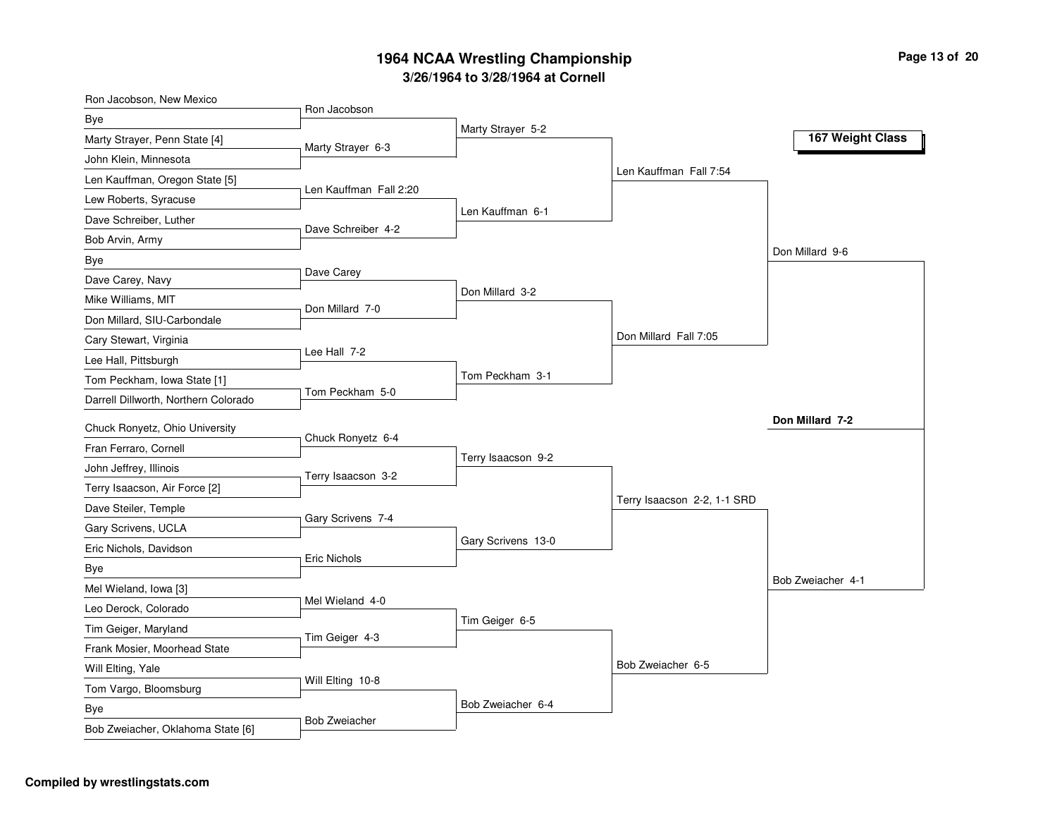# 1964 NCAA Wrestling Championship

## 3/26/1964 to 3/28/1964 at Cornell

### 167 Weight Class

**First Round**

- Ron Jacobson, New Mexico vs. Bye — Ron Jacobson
- Marty Strayer, Penn State [4] vs. John Klein, Minnesota — Marty Strayer 6-3
- Len Kauffman, Oregon State [5] vs. Lew Roberts, Syracuse — Len Kauffman Fall 2:20
- Dave Schreiber, Luther vs. Bob Arvin, Army — Dave Schreiber 4-2
- Bye vs. Dave Carey, Navy — Dave Carey
- Mike Williams, MIT vs. Don Millard, SIU-Carbondale — Don Millard 7-0
- Cary Stewart, Virginia vs. Lee Hall, Pittsburgh — Lee Hall 7-2
- Tom Peckham, Iowa State [1] vs. Darrell Dillworth, Northern Colorado — Tom Peckham 5-0
- Chuck Ronyetz, Ohio University vs. Fran Ferraro, Cornell — Chuck Ronyetz 6-4
- John Jeffrey, Illinois vs. Terry Isaacson, Air Force [2] — Terry Isaacson 3-2
- Dave Steiler, Temple vs. Gary Scrivens, UCLA — Gary Scrivens 7-4
- Eric Nichols, Davidson vs. Bye — Eric Nichols
- Mel Wieland, Iowa [3] vs. Leo Derock, Colorado — Mel Wieland 4-0
- Tim Geiger, Maryland vs. Frank Mosier, Moorhead State — Tim Geiger 4-3
- Will Elting, Yale vs. Tom Vargo, Bloomsburg — Will Elting 10-8
- Bye vs. Bob Zweiacher, Oklahoma State [6] — Bob Zweiacher

**Second Round**

- Marty Strayer 5-2
- Len Kauffman 6-1
- Don Millard 3-2
- Tom Peckham 3-1
- Terry Isaacson 9-2
- Gary Scrivens 13-0
- Tim Geiger 6-5
- Bob Zweiacher 6-4

**Quarterfinals**

- Len Kauffman Fall 7:54
- Don Millard Fall 7:05
- Terry Isaacson 2-2, 1-1 SRD
- Bob Zweiacher 6-5

**Semifinals**

- Don Millard 9-6
- Bob Zweiacher 4-1

**Champion**

**Don Millard 7-2**

Compiled by wrestlingstats.com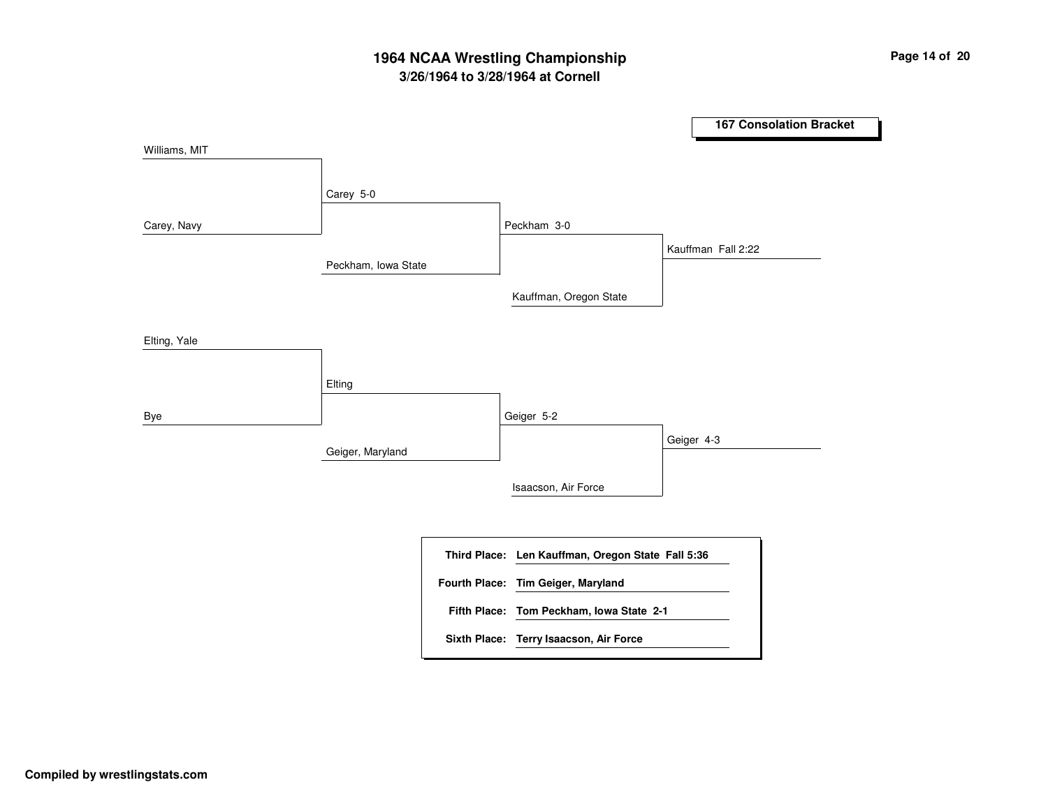# 1964 NCAA Wrestling Championship

## 3/26/1964 to 3/28/1964 at Cornell

### 167 Consolation Bracket

| Round 1 | Round 2 | Round 3 | Round 4 |
|---|---|---|---|
| Williams, MIT | | | |
| | Carey 5-0 | | |
| Carey, Navy | | Peckham 3-0 | |
| | Peckham, Iowa State | | Kauffman Fall 2:22 |
| | | Kauffman, Oregon State | |
| Elting, Yale | | | |
| | Elting | | |
| Bye | | Geiger 5-2 | |
| | Geiger, Maryland | | Geiger 4-3 |
| | | Isaacson, Air Force | |

**Third Place:** **Len Kauffman, Oregon State Fall 5:36**

**Fourth Place:** **Tim Geiger, Maryland**

**Fifth Place:** **Tom Peckham, Iowa State 2-1**

**Sixth Place:** **Terry Isaacson, Air Force**

**Compiled by wrestlingstats.com**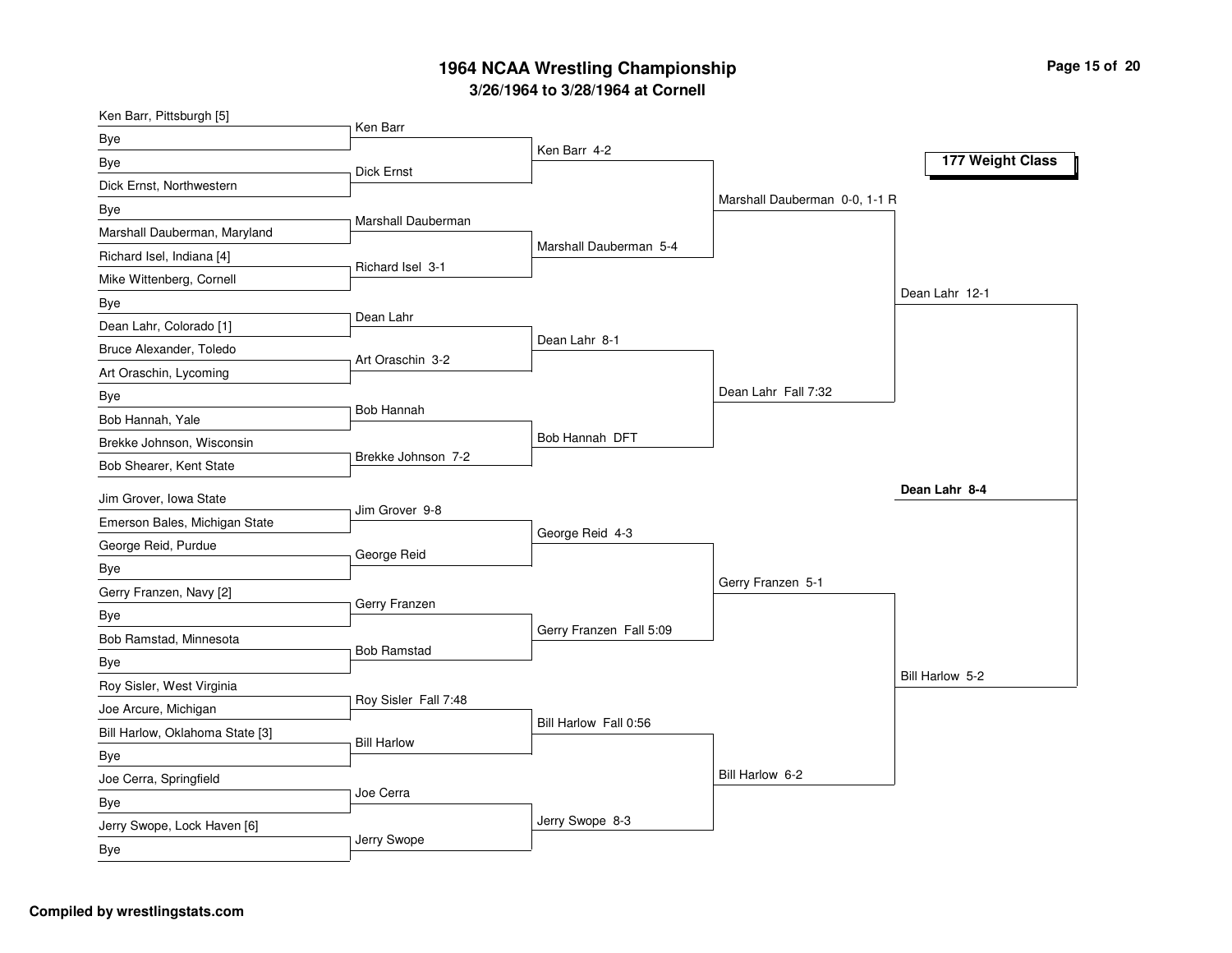# 1964 NCAA Wrestling Championship

## 3/26/1964 to 3/28/1964 at Cornell

### 177 Weight Class

**First Round**

- Ken Barr, Pittsburgh [5] vs. Bye → Ken Barr
- Bye vs. Dick Ernst, Northwestern → Dick Ernst
- Bye vs. Marshall Dauberman, Maryland → Marshall Dauberman
- Richard Isel, Indiana [4] vs. Mike Wittenberg, Cornell → Richard Isel 3-1
- Bye vs. Dean Lahr, Colorado [1] → Dean Lahr
- Bruce Alexander, Toledo vs. Art Oraschin, Lycoming → Art Oraschin 3-2
- Bye vs. Bob Hannah, Yale → Bob Hannah
- Brekke Johnson, Wisconsin vs. Bob Shearer, Kent State → Brekke Johnson 7-2
- Jim Grover, Iowa State vs. Emerson Bales, Michigan State → Jim Grover 9-8
- George Reid, Purdue vs. Bye → George Reid
- Gerry Franzen, Navy [2] vs. Bye → Gerry Franzen
- Bob Ramstad, Minnesota vs. Bye → Bob Ramstad
- Roy Sisler, West Virginia vs. Joe Arcure, Michigan → Roy Sisler Fall 7:48
- Bill Harlow, Oklahoma State [3] vs. Bye → Bill Harlow
- Joe Cerra, Springfield vs. Bye → Joe Cerra
- Jerry Swope, Lock Haven [6] vs. Bye → Jerry Swope

**Second Round**

- Ken Barr 4-2
- Marshall Dauberman 5-4
- Dean Lahr 8-1
- Bob Hannah DFT
- George Reid 4-3
- Gerry Franzen Fall 5:09
- Bill Harlow Fall 0:56
- Jerry Swope 8-3

**Quarterfinals**

- Marshall Dauberman 0-0, 1-1 R
- Dean Lahr Fall 7:32
- Gerry Franzen 5-1
- Bill Harlow 6-2

**Semifinals**

- Dean Lahr 12-1
- Bill Harlow 5-2

**Final**

- **Dean Lahr 8-4**

Compiled by wrestlingstats.com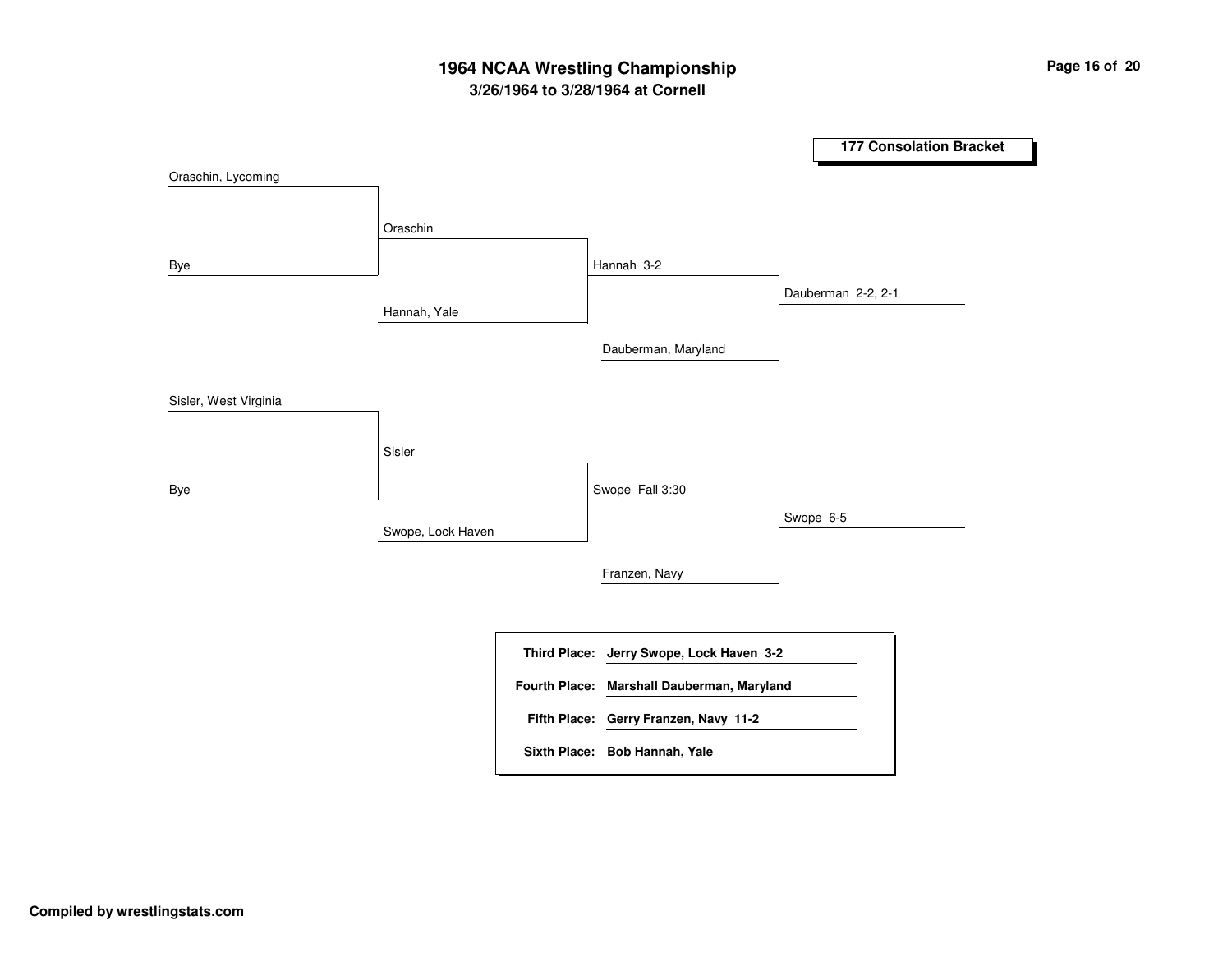# 1964 NCAA Wrestling Championship

## 3/26/1964 to 3/28/1964 at Cornell

### 177 Consolation Bracket

| Round 1 | Round 2 | Round 3 | Round 4 | Final |
|---|---|---|---|---|
| Oraschin, Lycoming | | | | |
| Bye | Oraschin | | | |
| | Hannah, Yale | Hannah 3-2 | | |
| | | Dauberman, Maryland | Dauberman 2-2, 2-1 | |
| Sisler, West Virginia | | | | |
| Bye | Sisler | | | |
| | Swope, Lock Haven | Swope Fall 3:30 | | |
| | | Franzen, Navy | Swope 6-5 | |

**Third Place:** Jerry Swope, Lock Haven 3-2

**Fourth Place:** Marshall Dauberman, Maryland

**Fifth Place:** Gerry Franzen, Navy 11-2

**Sixth Place:** Bob Hannah, Yale

**Compiled by wrestlingstats.com**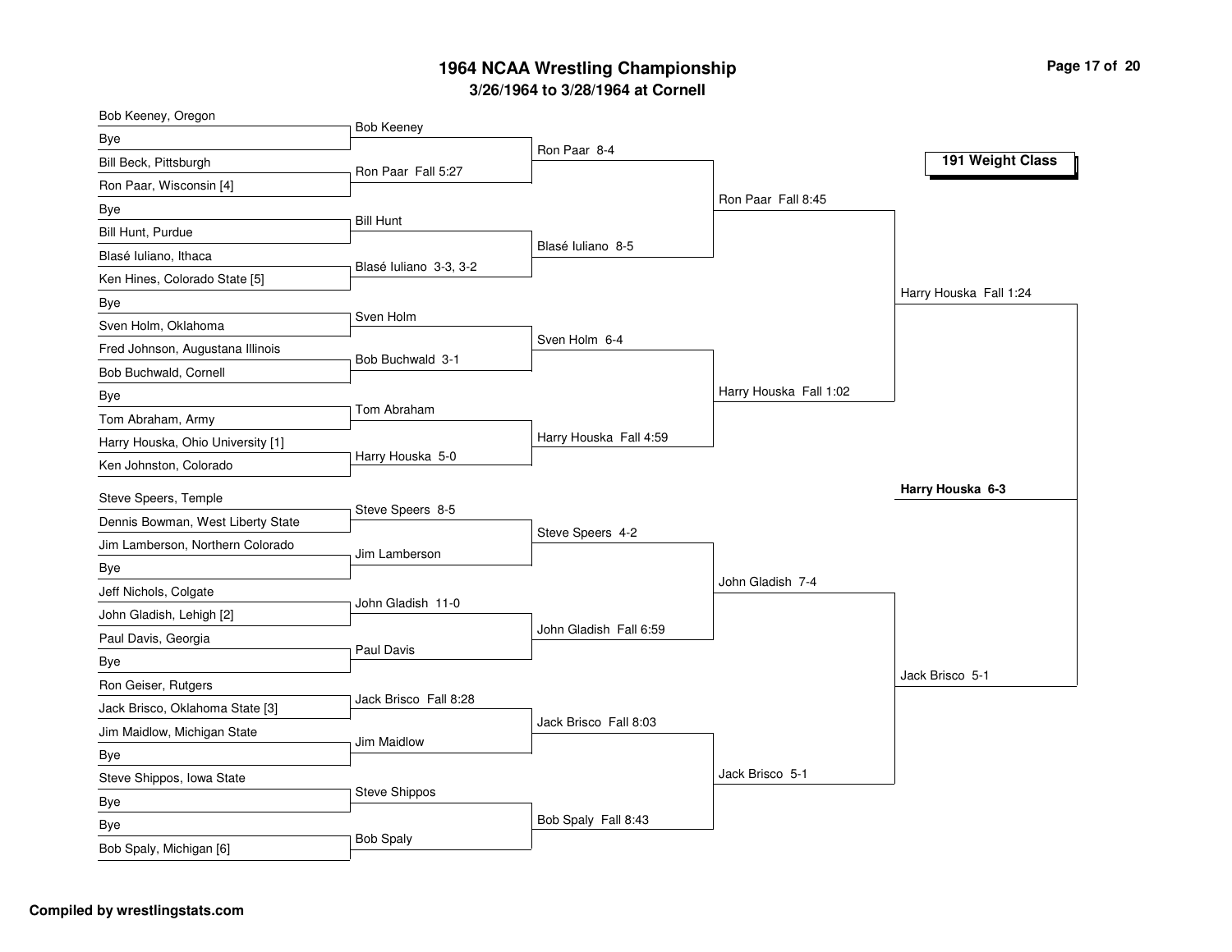# 1964 NCAA Wrestling Championship

## 3/26/1964 to 3/28/1964 at Cornell

### 191 Weight Class

| First Round | Second Round | Quarterfinals | Semifinals | Finals |
|---|---|---|---|---|
| Bob Keeney, Oregon | | | | |
| Bye | Bob Keeney | | | |
| Bill Beck, Pittsburgh | | Ron Paar 8-4 | | |
| Ron Paar, Wisconsin [4] | Ron Paar Fall 5:27 | | | |
| Bye | | | Ron Paar Fall 8:45 | |
| Bill Hunt, Purdue | Bill Hunt | | | |
| Blasé Iuliano, Ithaca | | Blasé Iuliano 8-5 | | |
| Ken Hines, Colorado State [5] | Blasé Iuliano 3-3, 3-2 | | | |
| Bye | | | | Harry Houska Fall 1:24 |
| Sven Holm, Oklahoma | Sven Holm | | | |
| Fred Johnson, Augustana Illinois | | Sven Holm 6-4 | | |
| Bob Buchwald, Cornell | Bob Buchwald 3-1 | | | |
| Bye | | | Harry Houska Fall 1:02 | |
| Tom Abraham, Army | Tom Abraham | | | |
| Harry Houska, Ohio University [1] | | Harry Houska Fall 4:59 | | |
| Ken Johnston, Colorado | Harry Houska 5-0 | | | |
| | | | | **Harry Houska 6-3** |
| Steve Speers, Temple | | | | |
| Dennis Bowman, West Liberty State | Steve Speers 8-5 | | | |
| Jim Lamberson, Northern Colorado | | Steve Speers 4-2 | | |
| Bye | Jim Lamberson | | | |
| Jeff Nichols, Colgate | | | John Gladish 7-4 | |
| John Gladish, Lehigh [2] | John Gladish 11-0 | | | |
| Paul Davis, Georgia | | John Gladish Fall 6:59 | | |
| Bye | Paul Davis | | | |
| Ron Geiser, Rutgers | | | | Jack Brisco 5-1 |
| Jack Brisco, Oklahoma State [3] | Jack Brisco Fall 8:28 | | | |
| Jim Maidlow, Michigan State | | Jack Brisco Fall 8:03 | | |
| Bye | Jim Maidlow | | | |
| Steve Shippos, Iowa State | | | Jack Brisco 5-1 | |
| Bye | Steve Shippos | | | |
| Bye | | Bob Spaly Fall 8:43 | | |
| Bob Spaly, Michigan [6] | Bob Spaly | | | |

Compiled by wrestlingstats.com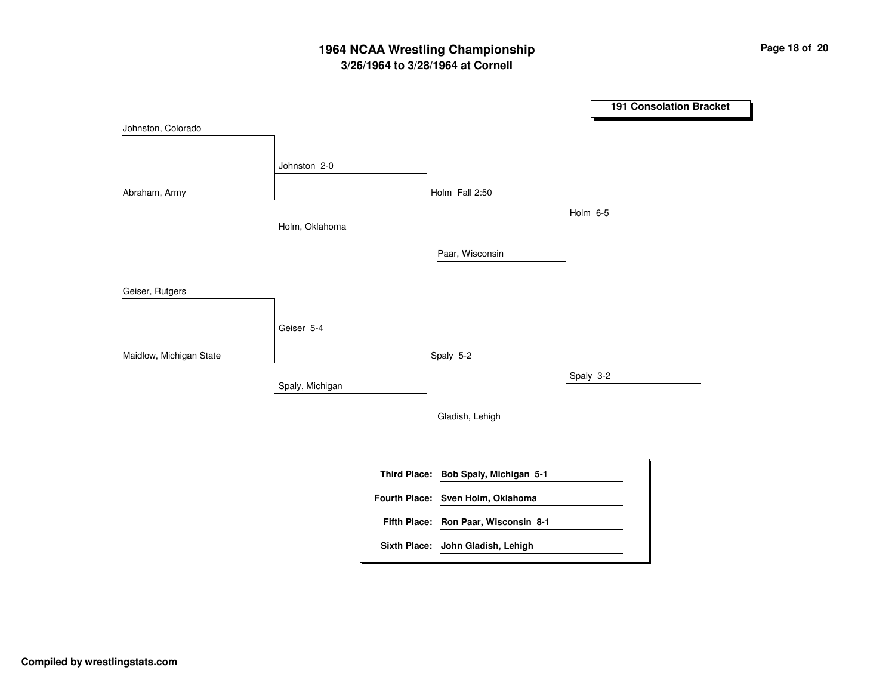# 1964 NCAA Wrestling Championship
## 3/26/1964 to 3/28/1964 at Cornell

### 191 Consolation Bracket

**Top half:**

- Johnston, Colorado vs. Abraham, Army → Johnston 2-0
- Johnston 2-0 vs. Holm, Oklahoma → Holm Fall 2:50
- Holm Fall 2:50 vs. Paar, Wisconsin → Holm 6-5

**Bottom half:**

- Geiser, Rutgers vs. Maidlow, Michigan State → Geiser 5-4
- Geiser 5-4 vs. Spaly, Michigan → Spaly 5-2
- Spaly 5-2 vs. Gladish, Lehigh → Spaly 3-2

| | |
|---|---|
| **Third Place:** | **Bob Spaly, Michigan 5-1** |
| **Fourth Place:** | **Sven Holm, Oklahoma** |
| **Fifth Place:** | **Ron Paar, Wisconsin 8-1** |
| **Sixth Place:** | **John Gladish, Lehigh** |

**Compiled by wrestlingstats.com**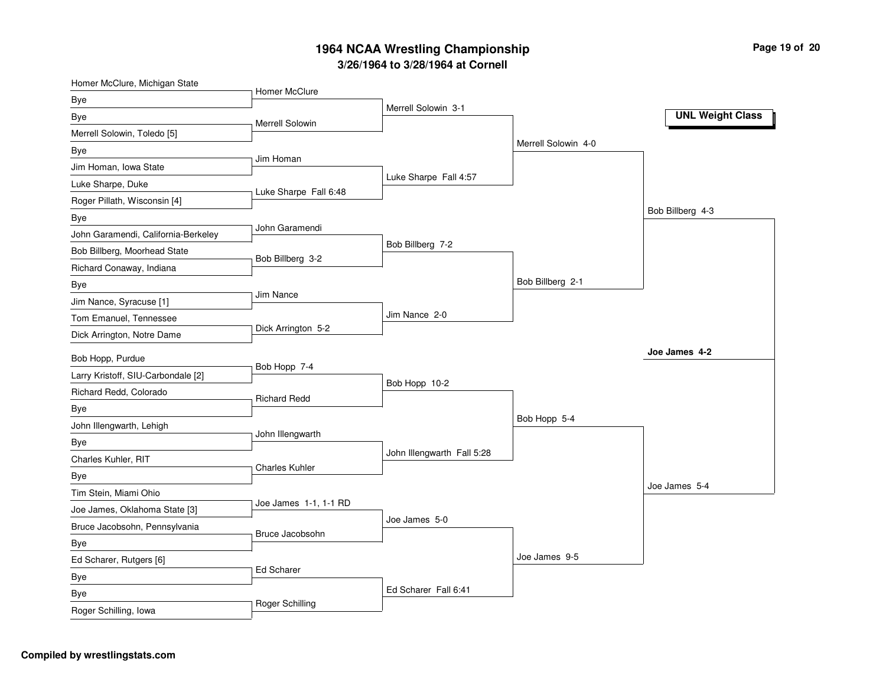# 1964 NCAA Wrestling Championship

## 3/26/1964 to 3/28/1964 at Cornell

**UNL Weight Class**

### First Round

| Wrestler 1 | Wrestler 2 | Result |
|---|---|---|
| Homer McClure, Michigan State | Bye | Homer McClure |
| Bye | Merrell Solowin, Toledo [5] | Merrell Solowin |
| Bye | Jim Homan, Iowa State | Jim Homan |
| Luke Sharpe, Duke | Roger Pillath, Wisconsin [4] | Luke Sharpe Fall 6:48 |
| Bye | John Garamendi, California-Berkeley | John Garamendi |
| Bob Billberg, Moorhead State | Richard Conaway, Indiana | Bob Billberg 3-2 |
| Bye | Jim Nance, Syracuse [1] | Jim Nance |
| Tom Emanuel, Tennessee | Dick Arrington, Notre Dame | Dick Arrington 5-2 |
| Bob Hopp, Purdue | Larry Kristoff, SIU-Carbondale [2] | Bob Hopp 7-4 |
| Richard Redd, Colorado | Bye | Richard Redd |
| John Illengwarth, Lehigh | Bye | John Illengwarth |
| Charles Kuhler, RIT | Bye | Charles Kuhler |
| Tim Stein, Miami Ohio | Joe James, Oklahoma State [3] | Joe James 1-1, 1-1 RD |
| Bruce Jacobsohn, Pennsylvania | Bye | Bruce Jacobsohn |
| Ed Scharer, Rutgers [6] | Bye | Ed Scharer |
| Bye | Roger Schilling, Iowa | Roger Schilling |

### Second Round

- Merrell Solowin 3-1
- Luke Sharpe Fall 4:57
- Bob Billberg 7-2
- Jim Nance 2-0
- Bob Hopp 10-2
- John Illengwarth Fall 5:28
- Joe James 5-0
- Ed Scharer Fall 6:41

### Quarterfinals

- Merrell Solowin 4-0
- Bob Billberg 2-1
- Bob Hopp 5-4
- Joe James 9-5

### Semifinals

- Bob Billberg 4-3
- Joe James 5-4

### Final

**Joe James 4-2**

**Compiled by wrestlingstats.com**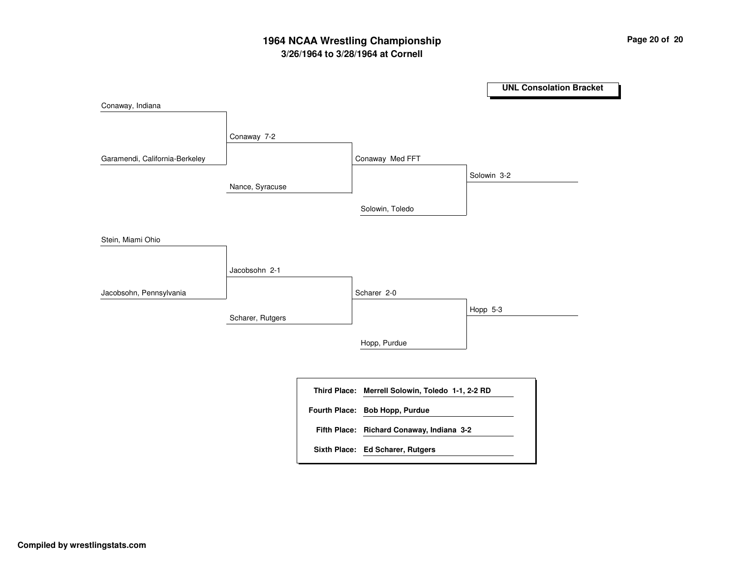# 1964 NCAA Wrestling Championship

## 3/26/1964 to 3/28/1964 at Cornell

**UNL Consolation Bracket**

Conaway, Indiana

Garamendi, California-Berkeley

Conaway 7-2

Nance, Syracuse

Conaway Med FFT

Solowin, Toledo

Solowin 3-2

Stein, Miami Ohio

Jacobsohn, Pennsylvania

Jacobsohn 2-1

Scharer, Rutgers

Scharer 2-0

Hopp, Purdue

Hopp 5-3

| | |
|---|---|
| **Third Place:** | **Merrell Solowin, Toledo 1-1, 2-2 RD** |
| **Fourth Place:** | **Bob Hopp, Purdue** |
| **Fifth Place:** | **Richard Conaway, Indiana 3-2** |
| **Sixth Place:** | **Ed Scharer, Rutgers** |

**Compiled by wrestlingstats.com**